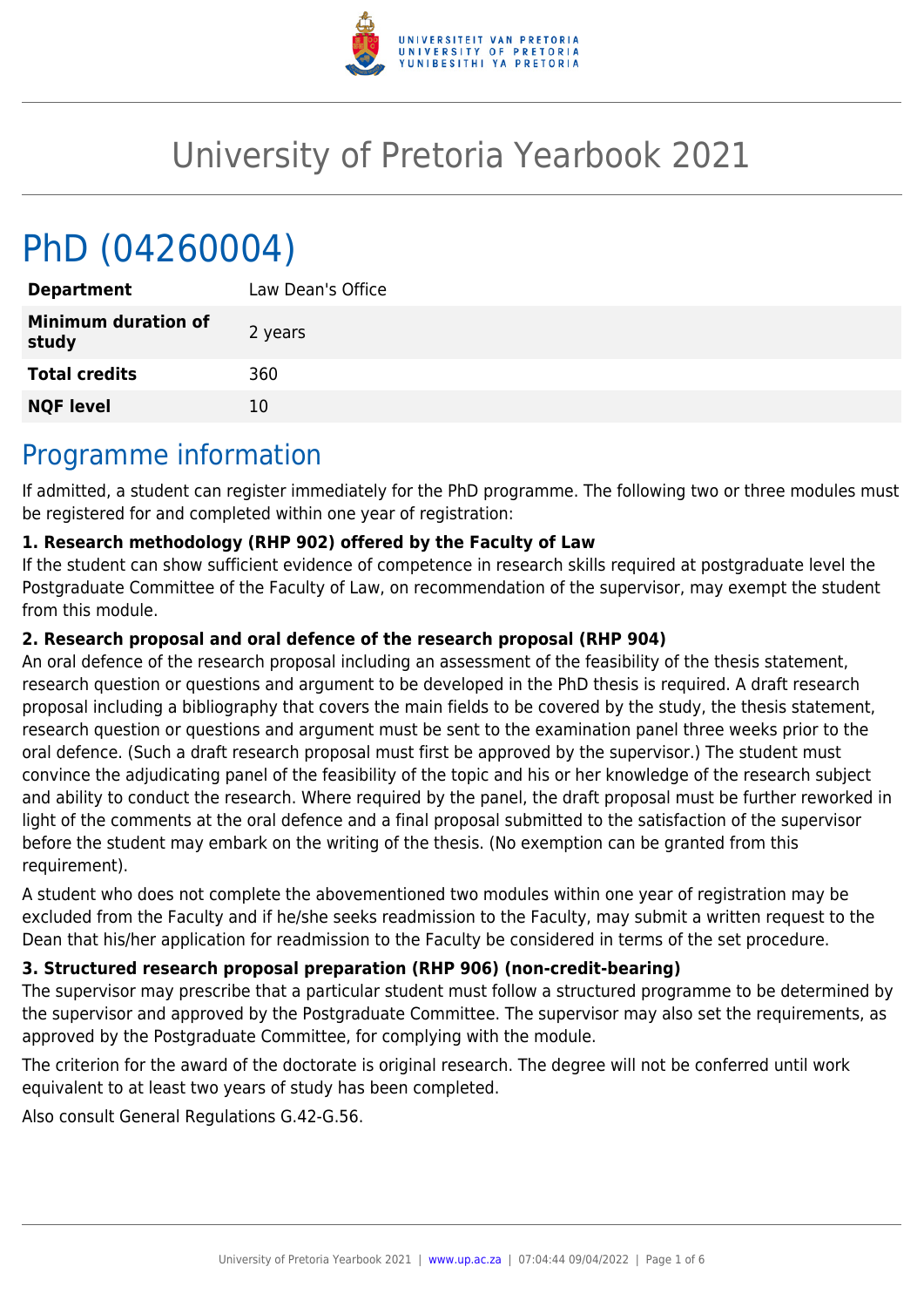# University of Pretoria Yearbook 2021

# PhD (04260004)

| Department | Law Dean's Office |
|---|---|
| **Minimum duration of study** | 2 years |
| **Total credits** | 360 |
| **NQF level** | 10 |

## Programme information

If admitted, a student can register immediately for the PhD programme. The following two or three modules must be registered for and completed within one year of registration:

**1. Research methodology (RHP 902) offered by the Faculty of Law**

If the student can show sufficient evidence of competence in research skills required at postgraduate level the Postgraduate Committee of the Faculty of Law, on recommendation of the supervisor, may exempt the student from this module.

**2. Research proposal and oral defence of the research proposal (RHP 904)**

An oral defence of the research proposal including an assessment of the feasibility of the thesis statement, research question or questions and argument to be developed in the PhD thesis is required. A draft research proposal including a bibliography that covers the main fields to be covered by the study, the thesis statement, research question or questions and argument must be sent to the examination panel three weeks prior to the oral defence. (Such a draft research proposal must first be approved by the supervisor.) The student must convince the adjudicating panel of the feasibility of the topic and his or her knowledge of the research subject and ability to conduct the research. Where required by the panel, the draft proposal must be further reworked in light of the comments at the oral defence and a final proposal submitted to the satisfaction of the supervisor before the student may embark on the writing of the thesis. (No exemption can be granted from this requirement).

A student who does not complete the abovementioned two modules within one year of registration may be excluded from the Faculty and if he/she seeks readmission to the Faculty, may submit a written request to the Dean that his/her application for readmission to the Faculty be considered in terms of the set procedure.

**3. Structured research proposal preparation (RHP 906) (non-credit-bearing)**

The supervisor may prescribe that a particular student must follow a structured programme to be determined by the supervisor and approved by the Postgraduate Committee. The supervisor may also set the requirements, as approved by the Postgraduate Committee, for complying with the module.

The criterion for the award of the doctorate is original research. The degree will not be conferred until work equivalent to at least two years of study has been completed.

Also consult General Regulations G.42-G.56.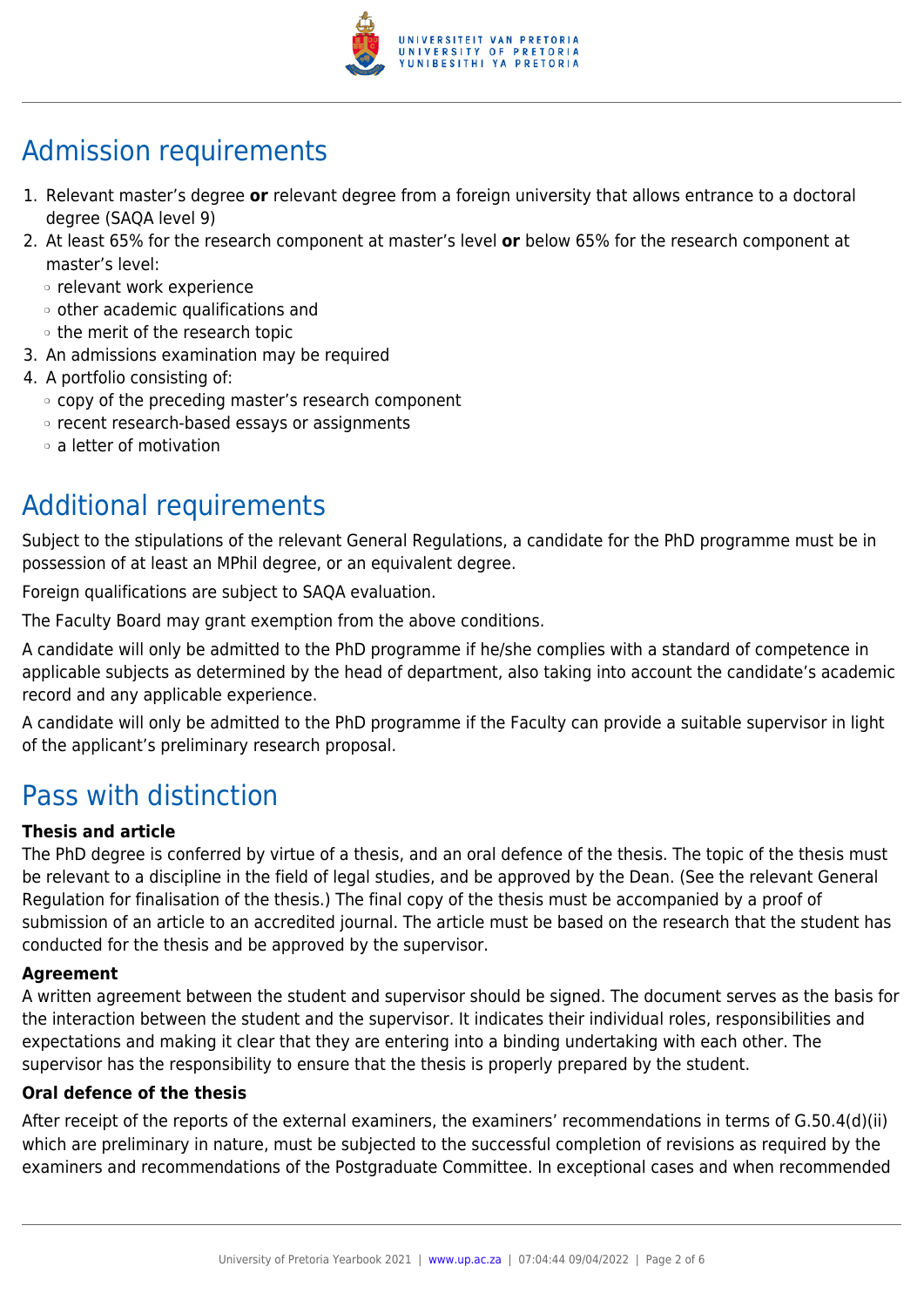## Admission requirements

1. Relevant master's degree **or** relevant degree from a foreign university that allows entrance to a doctoral degree (SAQA level 9)
2. At least 65% for the research component at master's level **or** below 65% for the research component at master's level:
   - relevant work experience
   - other academic qualifications and
   - the merit of the research topic
3. An admissions examination may be required
4. A portfolio consisting of:
   - copy of the preceding master's research component
   - recent research-based essays or assignments
   - a letter of motivation

## Additional requirements

Subject to the stipulations of the relevant General Regulations, a candidate for the PhD programme must be in possession of at least an MPhil degree, or an equivalent degree.

Foreign qualifications are subject to SAQA evaluation.

The Faculty Board may grant exemption from the above conditions.

A candidate will only be admitted to the PhD programme if he/she complies with a standard of competence in applicable subjects as determined by the head of department, also taking into account the candidate's academic record and any applicable experience.

A candidate will only be admitted to the PhD programme if the Faculty can provide a suitable supervisor in light of the applicant's preliminary research proposal.

## Pass with distinction

**Thesis and article**

The PhD degree is conferred by virtue of a thesis, and an oral defence of the thesis. The topic of the thesis must be relevant to a discipline in the field of legal studies, and be approved by the Dean. (See the relevant General Regulation for finalisation of the thesis.) The final copy of the thesis must be accompanied by a proof of submission of an article to an accredited journal. The article must be based on the research that the student has conducted for the thesis and be approved by the supervisor.

**Agreement**

A written agreement between the student and supervisor should be signed. The document serves as the basis for the interaction between the student and the supervisor. It indicates their individual roles, responsibilities and expectations and making it clear that they are entering into a binding undertaking with each other. The supervisor has the responsibility to ensure that the thesis is properly prepared by the student.

**Oral defence of the thesis**

After receipt of the reports of the external examiners, the examiners' recommendations in terms of G.50.4(d)(ii) which are preliminary in nature, must be subjected to the successful completion of revisions as required by the examiners and recommendations of the Postgraduate Committee. In exceptional cases and when recommended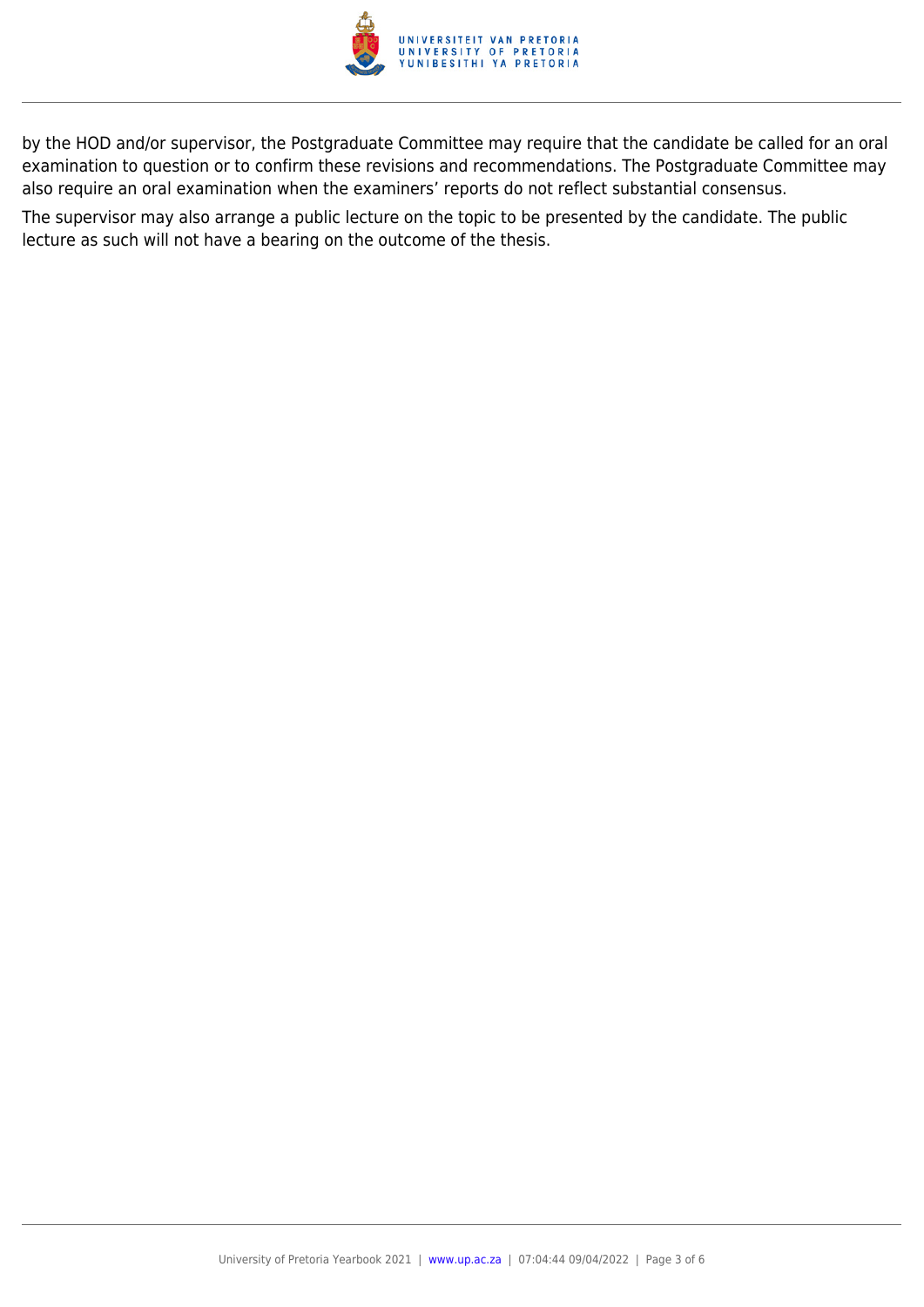by the HOD and/or supervisor, the Postgraduate Committee may require that the candidate be called for an oral examination to question or to confirm these revisions and recommendations. The Postgraduate Committee may also require an oral examination when the examiners’ reports do not reflect substantial consensus.

The supervisor may also arrange a public lecture on the topic to be presented by the candidate. The public lecture as such will not have a bearing on the outcome of the thesis.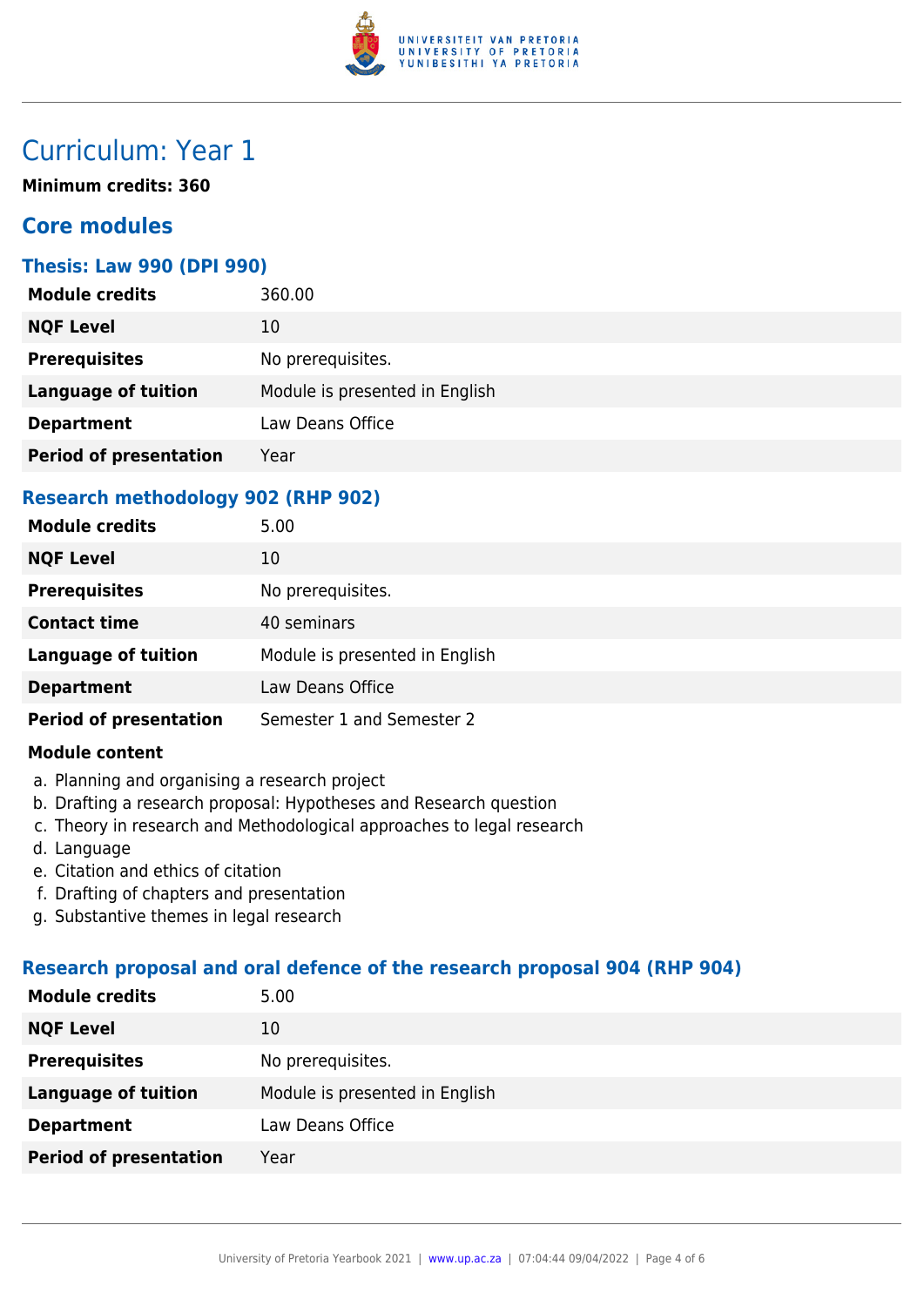# Curriculum: Year 1

**Minimum credits: 360**

## Core modules

### Thesis: Law 990 (DPI 990)

| | |
|---|---|
| **Module credits** | 360.00 |
| **NQF Level** | 10 |
| **Prerequisites** | No prerequisites. |
| **Language of tuition** | Module is presented in English |
| **Department** | Law Deans Office |
| **Period of presentation** | Year |

### Research methodology 902 (RHP 902)

| | |
|---|---|
| **Module credits** | 5.00 |
| **NQF Level** | 10 |
| **Prerequisites** | No prerequisites. |
| **Contact time** | 40 seminars |
| **Language of tuition** | Module is presented in English |
| **Department** | Law Deans Office |
| **Period of presentation** | Semester 1 and Semester 2 |

**Module content**

a. Planning and organising a research project
b. Drafting a research proposal: Hypotheses and Research question
c. Theory in research and Methodological approaches to legal research
d. Language
e. Citation and ethics of citation
f. Drafting of chapters and presentation
g. Substantive themes in legal research

### Research proposal and oral defence of the research proposal 904 (RHP 904)

| | |
|---|---|
| **Module credits** | 5.00 |
| **NQF Level** | 10 |
| **Prerequisites** | No prerequisites. |
| **Language of tuition** | Module is presented in English |
| **Department** | Law Deans Office |
| **Period of presentation** | Year |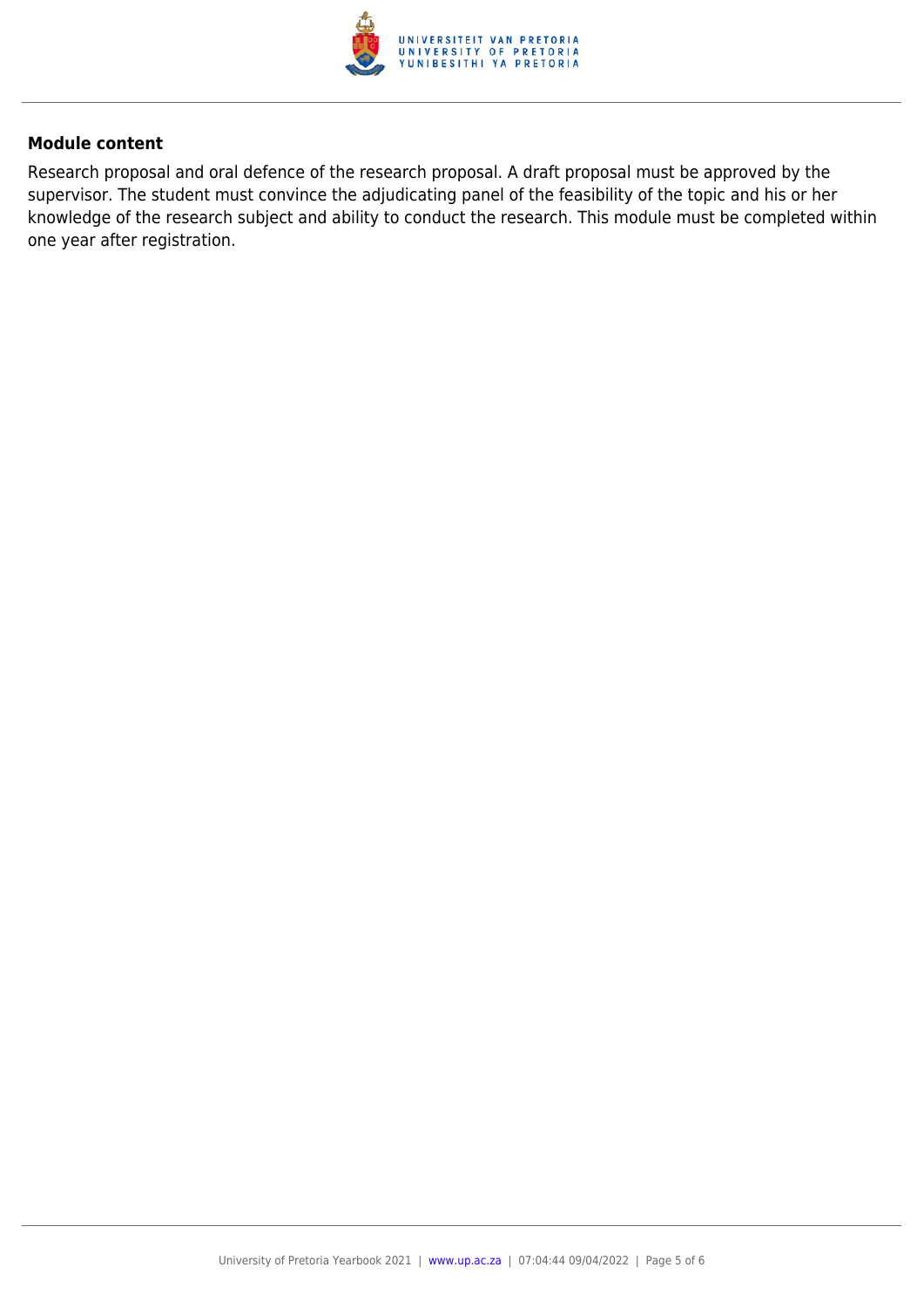**Module content**

Research proposal and oral defence of the research proposal. A draft proposal must be approved by the supervisor. The student must convince the adjudicating panel of the feasibility of the topic and his or her knowledge of the research subject and ability to conduct the research. This module must be completed within one year after registration.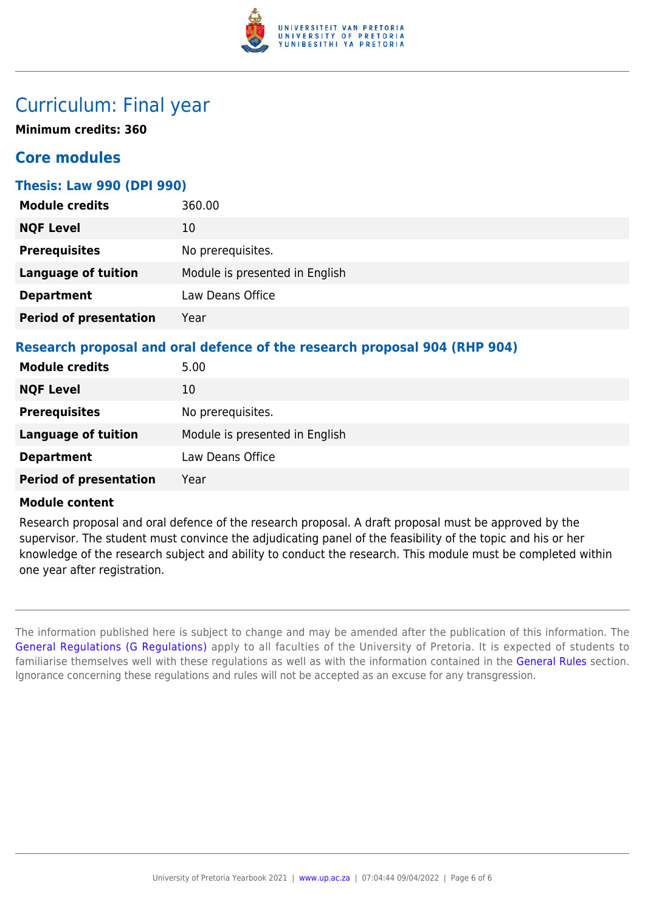# Curriculum: Final year

**Minimum credits: 360**

## Core modules

### Thesis: Law 990 (DPI 990)

| | |
|---|---|
| **Module credits** | 360.00 |
| **NQF Level** | 10 |
| **Prerequisites** | No prerequisites. |
| **Language of tuition** | Module is presented in English |
| **Department** | Law Deans Office |
| **Period of presentation** | Year |

### Research proposal and oral defence of the research proposal 904 (RHP 904)

| | |
|---|---|
| **Module credits** | 5.00 |
| **NQF Level** | 10 |
| **Prerequisites** | No prerequisites. |
| **Language of tuition** | Module is presented in English |
| **Department** | Law Deans Office |
| **Period of presentation** | Year |

**Module content**

Research proposal and oral defence of the research proposal. A draft proposal must be approved by the supervisor. The student must convince the adjudicating panel of the feasibility of the topic and his or her knowledge of the research subject and ability to conduct the research. This module must be completed within one year after registration.

The information published here is subject to change and may be amended after the publication of this information. The General Regulations (G Regulations) apply to all faculties of the University of Pretoria. It is expected of students to familiarise themselves well with these regulations as well as with the information contained in the General Rules section. Ignorance concerning these regulations and rules will not be accepted as an excuse for any transgression.